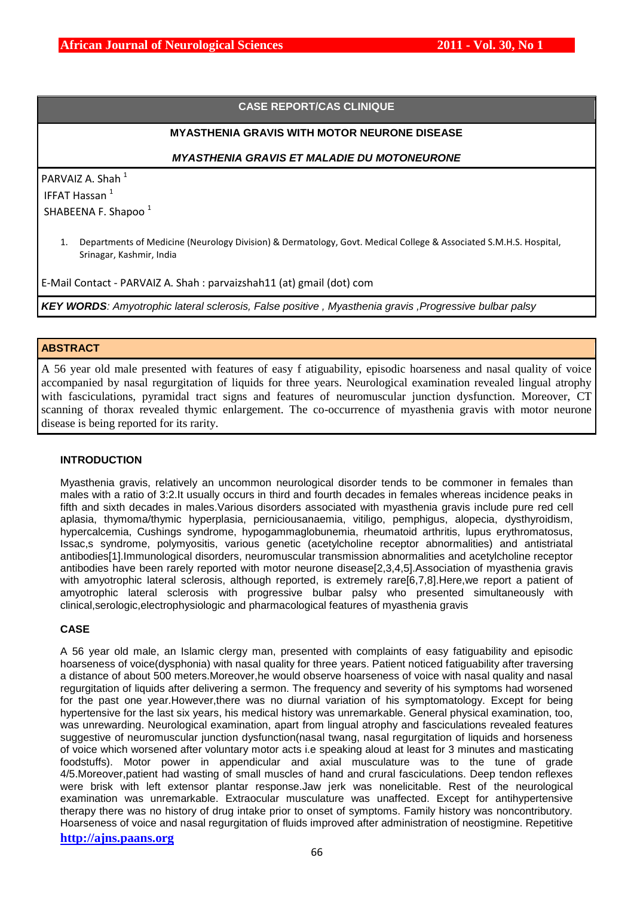## CASE REPORT/CAS CLINIQUE

# MYASTHENIA GRAVIS WITH MOTOR NEURONE DISEASE

## *MYASTHENIA GRAVIS ET MALADIE DU MOTONEURONE*

PARVAIZ A. Shah [1]

IFFAT Hassan [1]

SHABEENA F. Shapoo [1]

1. Departments of Medicine (Neurology Division) & Dermatology, Govt. Medical College & Associated S.M.H.S. Hospital, Srinagar, Kashmir, India

E-Mail Contact - PARVAIZ A. Shah : parvaizshah11 (at) gmail (dot) com

***KEY WORDS**: Amyotrophic lateral sclerosis, False positive , Myasthenia gravis ,Progressive bulbar palsy*

## ABSTRACT

A 56 year old male presented with features of easy f atiguability, episodic hoarseness and nasal quality of voice accompanied by nasal regurgitation of liquids for three years. Neurological examination revealed lingual atrophy with fasciculations, pyramidal tract signs and features of neuromuscular junction dysfunction. Moreover, CT scanning of thorax revealed thymic enlargement. The co-occurrence of myasthenia gravis with motor neurone disease is being reported for its rarity.

## INTRODUCTION

Myasthenia gravis, relatively an uncommon neurological disorder tends to be commoner in females than males with a ratio of 3:2.It usually occurs in third and fourth decades in females whereas incidence peaks in fifth and sixth decades in males.Various disorders associated with myasthenia gravis include pure red cell aplasia, thymoma/thymic hyperplasia, perniciousanaemia, vitiligo, pemphigus, alopecia, dysthyroidism, hypercalcemia, Cushings syndrome, hypogammaglobunemia, rheumatoid arthritis, lupus erythromatosus, Issac,s syndrome, polymyositis, various genetic (acetylcholine receptor abnormalities) and antistriatal antibodies[1].Immunological disorders, neuromuscular transmission abnormalities and acetylcholine receptor antibodies have been rarely reported with motor neurone disease[2,3,4,5].Association of myasthenia gravis with amyotrophic lateral sclerosis, although reported, is extremely rare[6,7,8].Here,we report a patient of amyotrophic lateral sclerosis with progressive bulbar palsy who presented simultaneously with clinical,serologic,electrophysiologic and pharmacological features of myasthenia gravis

## CASE

A 56 year old male, an Islamic clergy man, presented with complaints of easy fatiguability and episodic hoarseness of voice(dysphonia) with nasal quality for three years. Patient noticed fatiguability after traversing a distance of about 500 meters.Moreover,he would observe hoarseness of voice with nasal quality and nasal regurgitation of liquids after delivering a sermon. The frequency and severity of his symptoms had worsened for the past one year.However,there was no diurnal variation of his symptomatology. Except for being hypertensive for the last six years, his medical history was unremarkable. General physical examination, too, was unrewarding. Neurological examination, apart from lingual atrophy and fasciculations revealed features suggestive of neuromuscular junction dysfunction(nasal twang, nasal regurgitation of liquids and horseness of voice which worsened after voluntary motor acts i.e speaking aloud at least for 3 minutes and masticating foodstuffs). Motor power in appendicular and axial musculature was to the tune of grade 4/5.Moreover,patient had wasting of small muscles of hand and crural fasciculations. Deep tendon reflexes were brisk with left extensor plantar response.Jaw jerk was nonelicitable. Rest of the neurological examination was unremarkable. Extraocular musculature was unaffected. Except for antihypertensive therapy there was no history of drug intake prior to onset of symptoms. Family history was noncontributory. Hoarseness of voice and nasal regurgitation of fluids improved after administration of neostigmine. Repetitive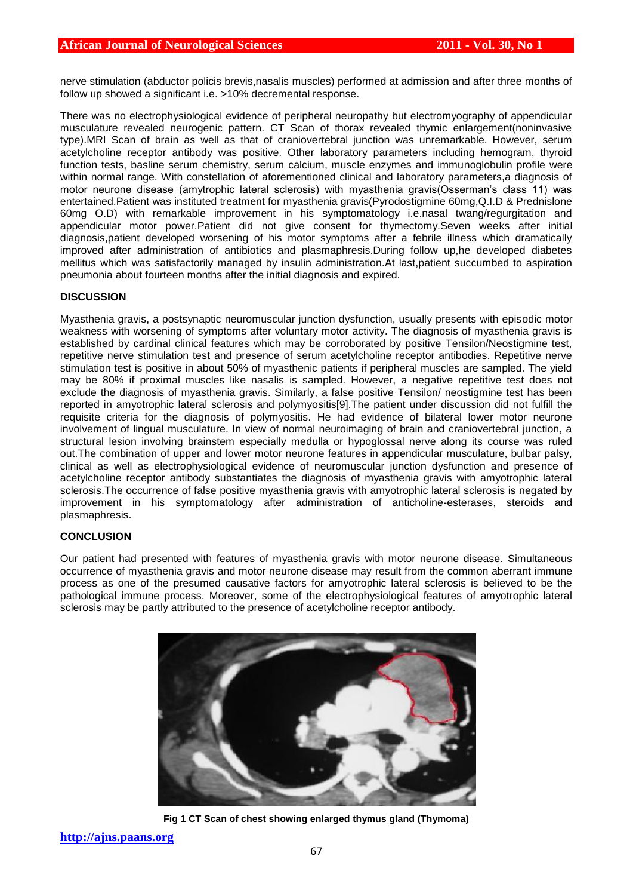nerve stimulation (abductor policis brevis,nasalis muscles) performed at admission and after three months of follow up showed a significant i.e. >10% decremental response.

There was no electrophysiological evidence of peripheral neuropathy but electromyography of appendicular musculature revealed neurogenic pattern. CT Scan of thorax revealed thymic enlargement(noninvasive type).MRI Scan of brain as well as that of craniovertebral junction was unremarkable. However, serum acetylcholine receptor antibody was positive. Other laboratory parameters including hemogram, thyroid function tests, basline serum chemistry, serum calcium, muscle enzymes and immunoglobulin profile were within normal range. With constellation of aforementioned clinical and laboratory parameters,a diagnosis of motor neurone disease (amytrophic lateral sclerosis) with myasthenia gravis(Osserman's class 11) was entertained.Patient was instituted treatment for myasthenia gravis(Pyrodostigmine 60mg,Q.I.D & Prednislone 60mg O.D) with remarkable improvement in his symptomatology i.e.nasal twang/regurgitation and appendicular motor power.Patient did not give consent for thymectomy.Seven weeks after initial diagnosis,patient developed worsening of his motor symptoms after a febrile illness which dramatically improved after administration of antibiotics and plasmaphresis.During follow up,he developed diabetes mellitus which was satisfactorily managed by insulin administration.At last,patient succumbed to aspiration pneumonia about fourteen months after the initial diagnosis and expired.

## DISCUSSION

Myasthenia gravis, a postsynaptic neuromuscular junction dysfunction, usually presents with episodic motor weakness with worsening of symptoms after voluntary motor activity. The diagnosis of myasthenia gravis is established by cardinal clinical features which may be corroborated by positive Tensilon/Neostigmine test, repetitive nerve stimulation test and presence of serum acetylcholine receptor antibodies. Repetitive nerve stimulation test is positive in about 50% of myasthenic patients if peripheral muscles are sampled. The yield may be 80% if proximal muscles like nasalis is sampled. However, a negative repetitive test does not exclude the diagnosis of myasthenia gravis. Similarly, a false positive Tensilon/ neostigmine test has been reported in amyotrophic lateral sclerosis and polymyositis[9].The patient under discussion did not fulfill the requisite criteria for the diagnosis of polymyositis. He had evidence of bilateral lower motor neurone involvement of lingual musculature. In view of normal neuroimaging of brain and craniovertebral junction, a structural lesion involving brainstem especially medulla or hypoglossal nerve along its course was ruled out.The combination of upper and lower motor neurone features in appendicular musculature, bulbar palsy, clinical as well as electrophysiological evidence of neuromuscular junction dysfunction and presence of acetylcholine receptor antibody substantiates the diagnosis of myasthenia gravis with amyotrophic lateral sclerosis.The occurrence of false positive myasthenia gravis with amyotrophic lateral sclerosis is negated by improvement in his symptomatology after administration of anticholine-esterases, steroids and plasmaphresis.

## CONCLUSION

Our patient had presented with features of myasthenia gravis with motor neurone disease. Simultaneous occurrence of myasthenia gravis and motor neurone disease may result from the common aberrant immune process as one of the presumed causative factors for amyotrophic lateral sclerosis is believed to be the pathological immune process. Moreover, some of the electrophysiological features of amyotrophic lateral sclerosis may be partly attributed to the presence of acetylcholine receptor antibody.

**Fig 1 CT Scan of chest showing enlarged thymus gland (Thymoma)**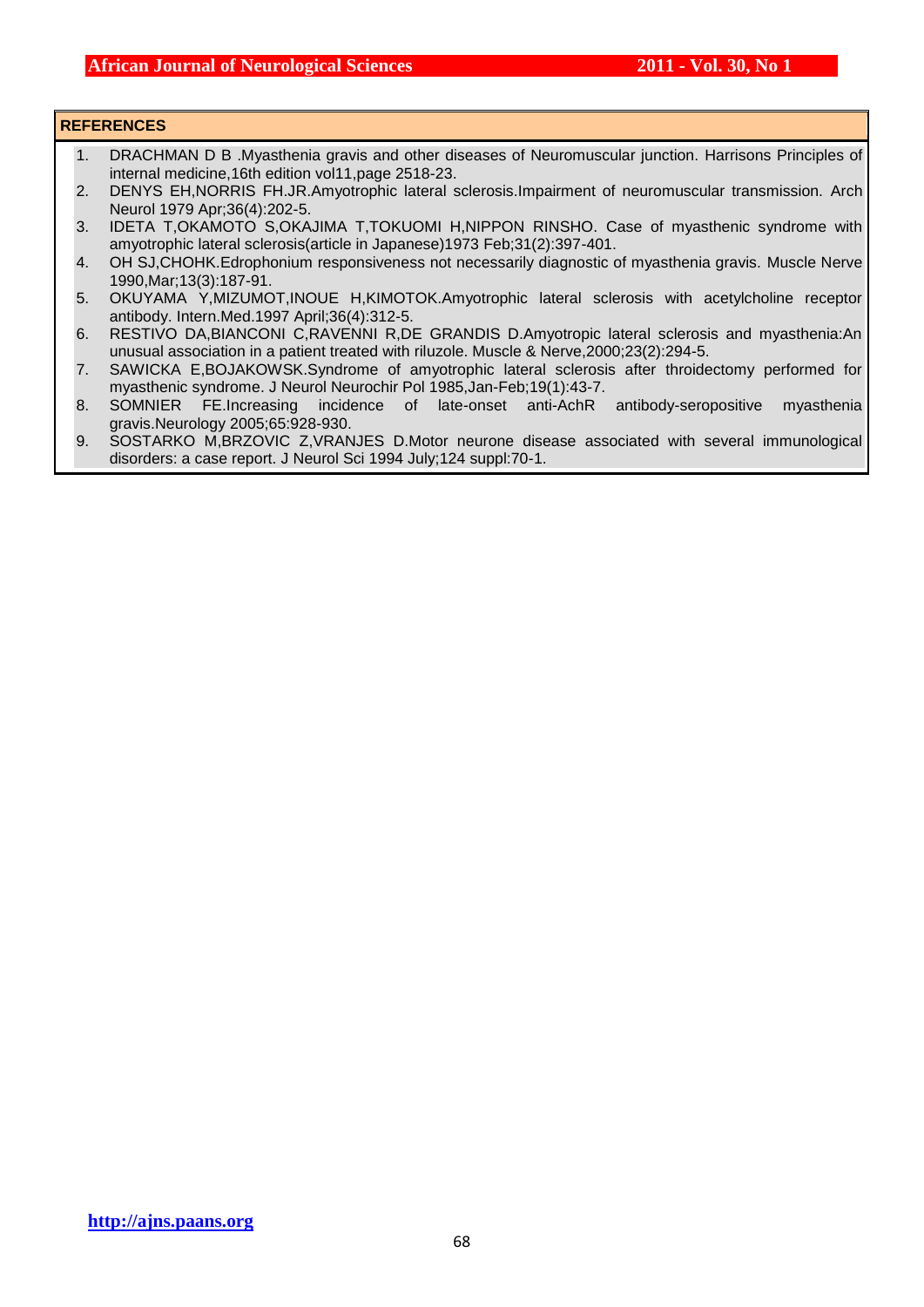## REFERENCES

1. DRACHMAN D B .Myasthenia gravis and other diseases of Neuromuscular junction. Harrisons Principles of internal medicine,16th edition vol11,page 2518-23.
2. DENYS EH,NORRIS FH.JR.Amyotrophic lateral sclerosis.Impairment of neuromuscular transmission. Arch Neurol 1979 Apr;36(4):202-5.
3. IDETA T,OKAMOTO S,OKAJIMA T,TOKUOMI H,NIPPON RINSHO. Case of myasthenic syndrome with amyotrophic lateral sclerosis(article in Japanese)1973 Feb;31(2):397-401.
4. OH SJ,CHOHK.Edrophonium responsiveness not necessarily diagnostic of myasthenia gravis. Muscle Nerve 1990,Mar;13(3):187-91.
5. OKUYAMA Y,MIZUMOT,INOUE H,KIMOTOK.Amyotrophic lateral sclerosis with acetylcholine receptor antibody. Intern.Med.1997 April;36(4):312-5.
6. RESTIVO DA,BIANCONI C,RAVENNI R,DE GRANDIS D.Amyotropic lateral sclerosis and myasthenia:An unusual association in a patient treated with riluzole. Muscle & Nerve,2000;23(2):294-5.
7. SAWICKA E,BOJAKOWSK.Syndrome of amyotrophic lateral sclerosis after throidectomy performed for myasthenic syndrome. J Neurol Neurochir Pol 1985,Jan-Feb;19(1):43-7.
8. SOMNIER FE.Increasing incidence of late-onset anti-AchR antibody-seropositive myasthenia gravis.Neurology 2005;65:928-930.
9. SOSTARKO M,BRZOVIC Z,VRANJES D.Motor neurone disease associated with several immunological disorders: a case report. J Neurol Sci 1994 July;124 suppl:70-1.